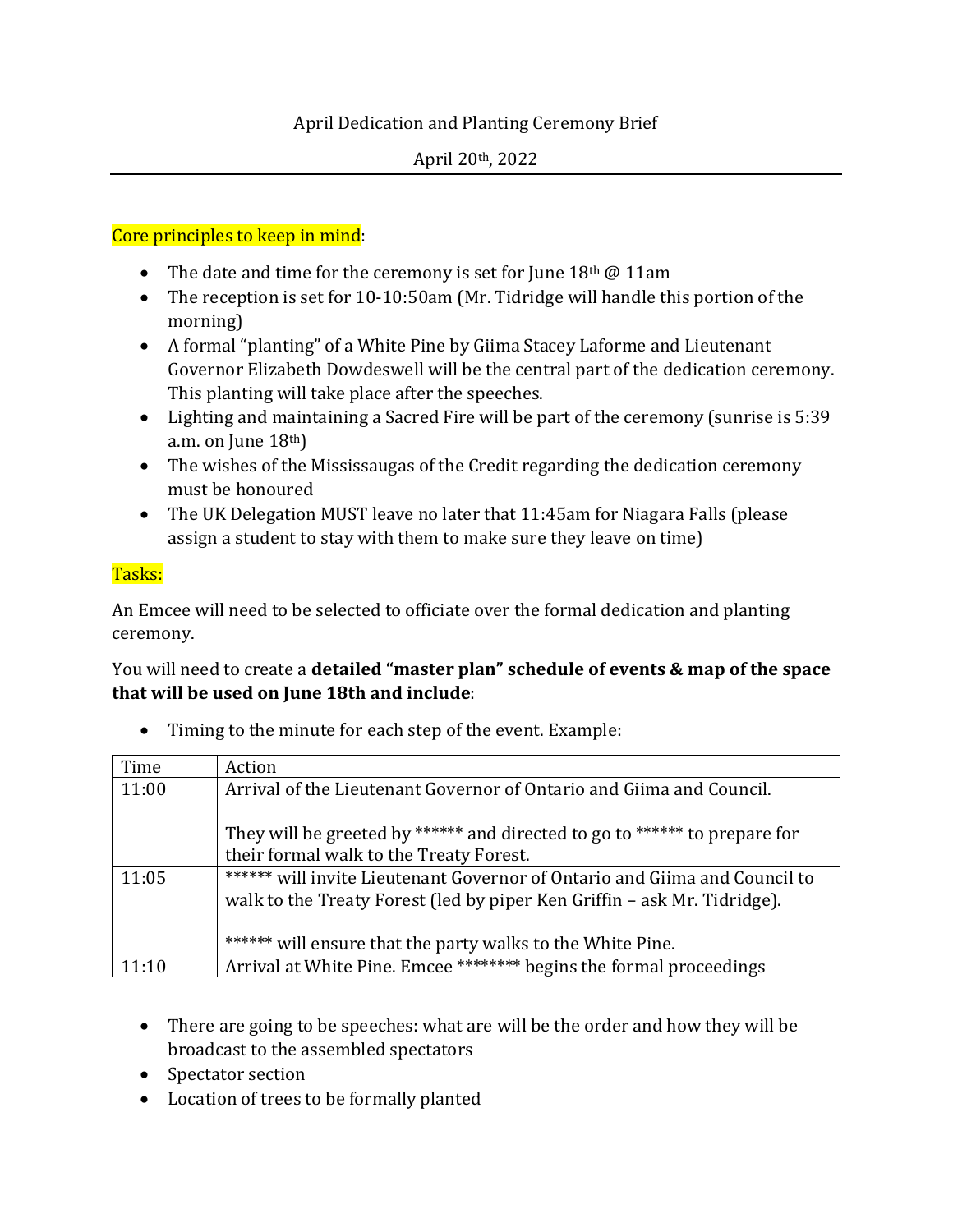April Dedication and Planting Ceremony Brief

April 20th, 2022

---

Core principles to keep in mind:

- The date and time for the ceremony is set for June 18th @ 11am
- The reception is set for 10-10:50am (Mr. Tidridge will handle this portion of the morning)
- A formal "planting" of a White Pine by Giima Stacey Laforme and Lieutenant Governor Elizabeth Dowdeswell will be the central part of the dedication ceremony. This planting will take place after the speeches.
- Lighting and maintaining a Sacred Fire will be part of the ceremony (sunrise is 5:39 a.m. on June 18th)
- The wishes of the Mississaugas of the Credit regarding the dedication ceremony must be honoured
- The UK Delegation MUST leave no later that 11:45am for Niagara Falls (please assign a student to stay with them to make sure they leave on time)

Tasks:

An Emcee will need to be selected to officiate over the formal dedication and planting ceremony.

You will need to create a **detailed "master plan" schedule of events & map of the space that will be used on June 18th and include**:

- Timing to the minute for each step of the event. Example:

| Time | Action |
|---|---|
| 11:00 | Arrival of the Lieutenant Governor of Ontario and Giima and Council.<br><br>They will be greeted by ****** and directed to go to ****** to prepare for their formal walk to the Treaty Forest. |
| 11:05 | ****** will invite Lieutenant Governor of Ontario and Giima and Council to walk to the Treaty Forest (led by piper Ken Griffin – ask Mr. Tidridge).<br><br>****** will ensure that the party walks to the White Pine. |
| 11:10 | Arrival at White Pine. Emcee ******** begins the formal proceedings |

- There are going to be speeches: what are will be the order and how they will be broadcast to the assembled spectators
- Spectator section
- Location of trees to be formally planted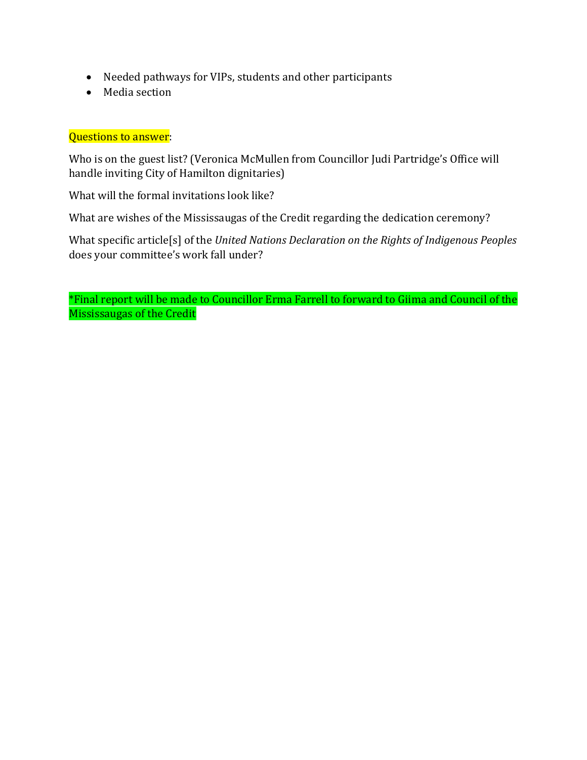- Needed pathways for VIPs, students and other participants
- Media section

Questions to answer:

Who is on the guest list? (Veronica McMullen from Councillor Judi Partridge's Office will handle inviting City of Hamilton dignitaries)

What will the formal invitations look like?

What are wishes of the Mississaugas of the Credit regarding the dedication ceremony?

What specific article[s] of the *United Nations Declaration on the Rights of Indigenous Peoples* does your committee's work fall under?

*Final report will be made to Councillor Erma Farrell to forward to Giima and Council of the Mississaugas of the Credit